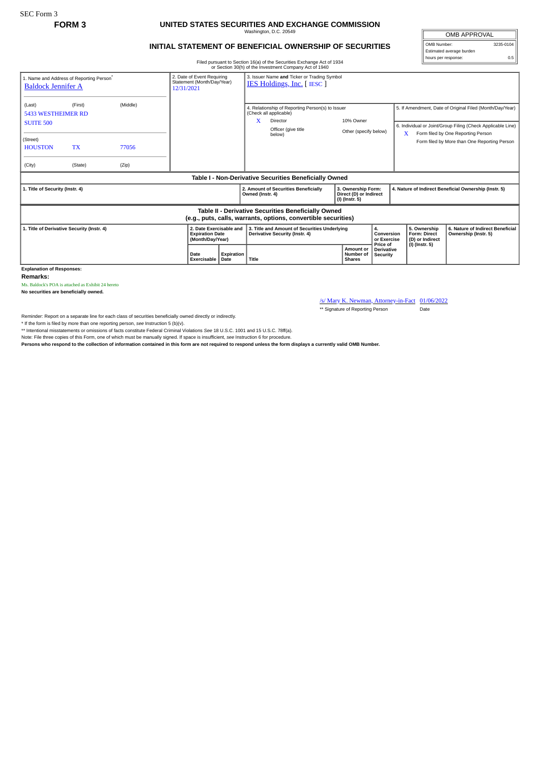SEC Form 3

**FORM 3**

# UNITED STATES SECURITIES AND EXCHANGE COMMISSION

Washington, D.C. 20549

## INITIAL STATEMENT OF BENEFICIAL OWNERSHIP OF SECURITIES

| OMB APPROVAL | |
|---|---|
| OMB Number: | 3235-0104 |
| Estimated average burden | |
| hours per response: | 0.5 |

Filed pursuant to Section 16(a) of the Securities Exchange Act of 1934 or Section 30(h) of the Investment Company Act of 1940

| 1. Name and Address of Reporting Person* | 2. Date of Event Requiring Statement (Month/Day/Year) | 3. Issuer Name and Ticker or Trading Symbol |
|---|---|---|
| Baldock Jennifer A | 12/31/2021 | IES Holdings, Inc. [ IESC ] |
| (Last) (First) (Middle) 5433 WESTHEIMER RD SUITE 500 | | 4. Relationship of Reporting Person(s) to Issuer (Check all applicable): X Director; 10% Owner; Officer (give title below); Other (specify below) |
| (Street) HOUSTON TX 77056 | | 5. If Amendment, Date of Original Filed (Month/Day/Year) |
| (City) (State) (Zip) | | 6. Individual or Joint/Group Filing (Check Applicable Line): X Form filed by One Reporting Person; Form filed by More than One Reporting Person |

**Table I - Non-Derivative Securities Beneficially Owned**

| 1. Title of Security (Instr. 4) | 2. Amount of Securities Beneficially Owned (Instr. 4) | 3. Ownership Form: Direct (D) or Indirect (I) (Instr. 5) | 4. Nature of Indirect Beneficial Ownership (Instr. 5) |
|---|---|---|---|

**Table II - Derivative Securities Beneficially Owned (e.g., puts, calls, warrants, options, convertible securities)**

| 1. Title of Derivative Security (Instr. 4) | 2. Date Exercisable and Expiration Date (Month/Day/Year) | | 3. Title and Amount of Securities Underlying Derivative Security (Instr. 4) | | 4. Conversion or Exercise Price of Derivative Security | 5. Ownership Form: Direct (D) or Indirect (I) (Instr. 5) | 6. Nature of Indirect Beneficial Ownership (Instr. 5) |
|---|---|---|---|---|---|---|---|
| | Date Exercisable | Expiration Date | Title | Amount or Number of Shares | | | |

**Explanation of Responses:**

**Remarks:**

Ms. Baldock's POA is attached as Exhibit 24 hereto

**No securities are beneficially owned.**

/s/ Mary K. Newman, Attorney-in-Fact 01/06/2022

** Signature of Reporting Person Date

Reminder: Report on a separate line for each class of securities beneficially owned directly or indirectly.

* If the form is filed by more than one reporting person, *see* Instruction 5 (b)(v).

** Intentional misstatements or omissions of facts constitute Federal Criminal Violations *See* 18 U.S.C. 1001 and 15 U.S.C. 78ff(a).

Note: File three copies of this Form, one of which must be manually signed. If space is insufficient, *see* Instruction 6 for procedure.

**Persons who respond to the collection of information contained in this form are not required to respond unless the form displays a currently valid OMB Number.**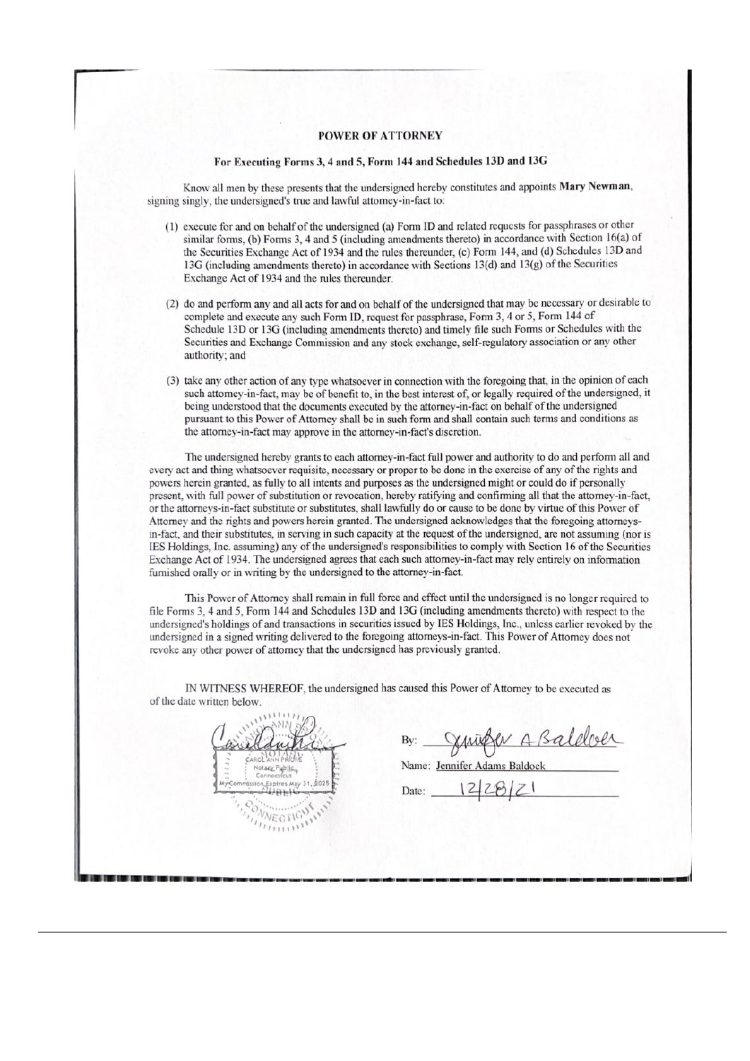# POWER OF ATTORNEY

## For Executing Forms 3, 4 and 5, Form 144 and Schedules 13D and 13G

Know all men by these presents that the undersigned hereby constitutes and appoints **Mary Newman**, signing singly, the undersigned's true and lawful attorney-in-fact to:

(1) execute for and on behalf of the undersigned (a) Form ID and related requests for passphrases or other similar forms, (b) Forms 3, 4 and 5 (including amendments thereto) in accordance with Section 16(a) of the Securities Exchange Act of 1934 and the rules thereunder, (c) Form 144, and (d) Schedules 13D and 13G (including amendments thereto) in accordance with Sections 13(d) and 13(g) of the Securities Exchange Act of 1934 and the rules thereunder.

(2) do and perform any and all acts for and on behalf of the undersigned that may be necessary or desirable to complete and execute any such Form ID, request for passphrase, Form 3, 4 or 5, Form 144 of Schedule 13D or 13G (including amendments thereto) and timely file such Forms or Schedules with the Securities and Exchange Commission and any stock exchange, self-regulatory association or any other authority; and

(3) take any other action of any type whatsoever in connection with the foregoing that, in the opinion of each such attorney-in-fact, may be of benefit to, in the best interest of, or legally required of the undersigned, it being understood that the documents executed by the attorney-in-fact on behalf of the undersigned pursuant to this Power of Attorney shall be in such form and shall contain such terms and conditions as the attorney-in-fact may approve in the attorney-in-fact's discretion.

The undersigned hereby grants to each attorney-in-fact full power and authority to do and perform all and every act and thing whatsoever requisite, necessary or proper to be done in the exercise of any of the rights and powers herein granted, as fully to all intents and purposes as the undersigned might or could do if personally present, with full power of substitution or revocation, hereby ratifying and confirming all that the attorney-in-fact, or the attorneys-in-fact substitute or substitutes, shall lawfully do or cause to be done by virtue of this Power of Attorney and the rights and powers herein granted. The undersigned acknowledges that the foregoing attorneys-in-fact, and their substitutes, in serving in such capacity at the request of the undersigned, are not assuming (nor is IES Holdings, Inc. assuming) any of the undersigned's responsibilities to comply with Section 16 of the Securities Exchange Act of 1934. The undersigned agrees that each such attorney-in-fact may rely entirely on information furnished orally or in writing by the undersigned to the attorney-in-fact.

This Power of Attorney shall remain in full force and effect until the undersigned is no longer required to file Forms 3, 4 and 5, Form 144 and Schedules 13D and 13G (including amendments thereto) with respect to the undersigned's holdings of and transactions in securities issued by IES Holdings, Inc., unless earlier revoked by the undersigned in a signed writing delivered to the foregoing attorneys-in-fact. This Power of Attorney does not revoke any other power of attorney that the undersigned has previously granted.

IN WITNESS WHEREOF, the undersigned has caused this Power of Attorney to be executed as of the date written below.

Carol Ann Price
Notary Public
Connecticut
My Commission Expires May 31, 2025

By: Jennifer A Baldock

Name: Jennifer Adams Baldock

Date: 12/28/21